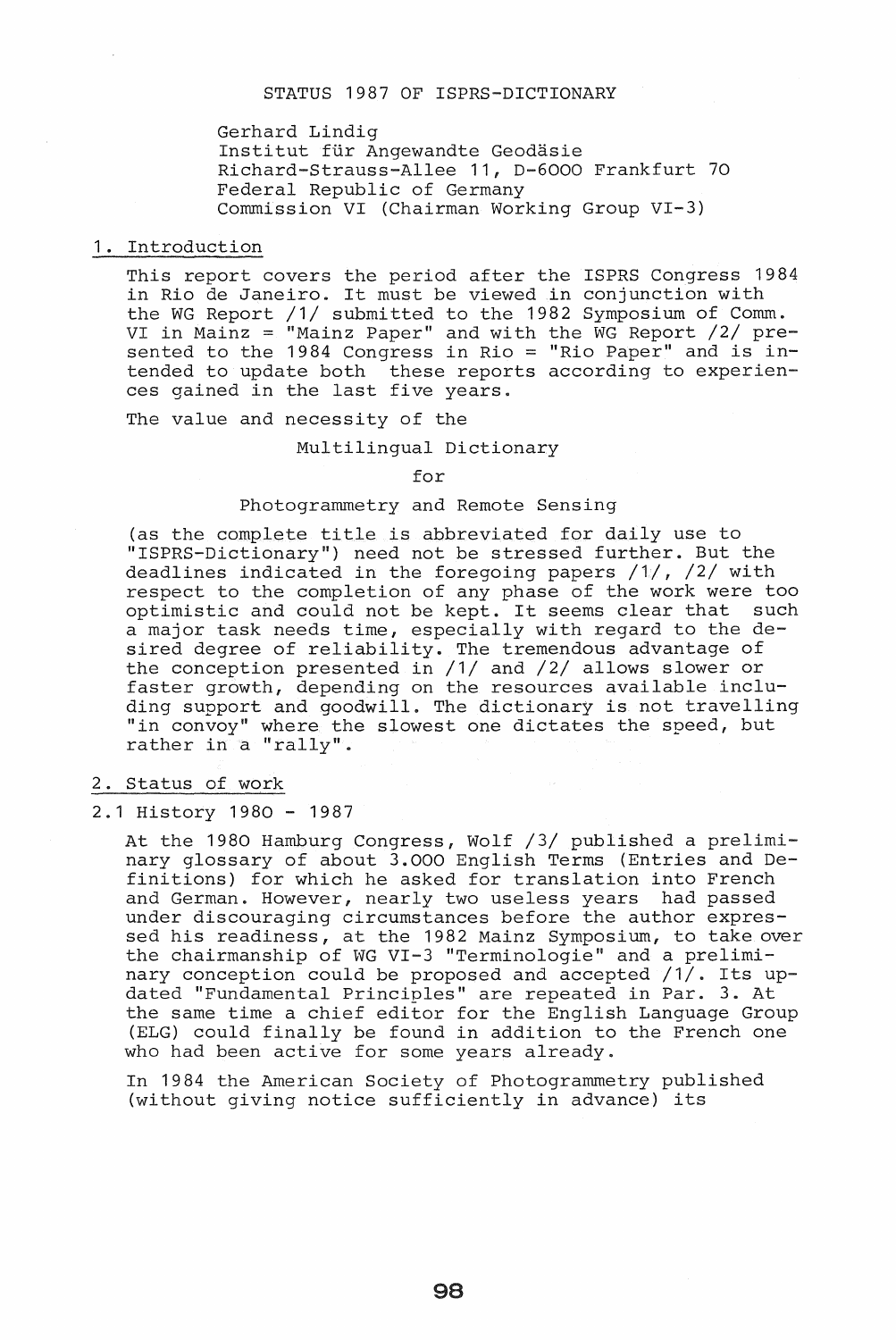# STATUS 1987 OF ISPRS-DICTIONARY

Gerhard Lindig
Institut für Angewandte Geodäsie
Richard-Strauss-Allee 11, D-6000 Frankfurt 70
Federal Republic of Germany
Commission VI (Chairman Working Group VI-3)

## 1. Introduction

This report covers the period after the ISPRS Congress 1984 in Rio de Janeiro. It must be viewed in conjunction with the WG Report /1/ submitted to the 1982 Symposium of Comm. VI in Mainz = "Mainz Paper" and with the WG Report /2/ presented to the 1984 Congress in Rio = "Rio Paper" and is intended to update both these reports according to experiences gained in the last five years.

The value and necessity of the

Multilingual Dictionary

for

Photogrammetry and Remote Sensing

(as the complete title is abbreviated for daily use to "ISPRS-Dictionary") need not be stressed further. But the deadlines indicated in the foregoing papers /1/, /2/ with respect to the completion of any phase of the work were too optimistic and could not be kept. It seems clear that such a major task needs time, especially with regard to the desired degree of reliability. The tremendous advantage of the conception presented in /1/ and /2/ allows slower or faster growth, depending on the resources available including support and goodwill. The dictionary is not travelling "in convoy" where the slowest one dictates the speed, but rather in a "rally".

## 2. Status of work

### 2.1 History 1980 - 1987

At the 1980 Hamburg Congress, Wolf /3/ published a preliminary glossary of about 3.000 English Terms (Entries and Definitions) for which he asked for translation into French and German. However, nearly two useless years had passed under discouraging circumstances before the author expressed his readiness, at the 1982 Mainz Symposium, to take over the chairmanship of WG VI-3 "Terminologie" and a preliminary conception could be proposed and accepted /1/. Its updated "Fundamental Principles" are repeated in Par. 3. At the same time a chief editor for the English Language Group (ELG) could finally be found in addition to the French one who had been active for some years already.

In 1984 the American Society of Photogrammetry published (without giving notice sufficiently in advance) its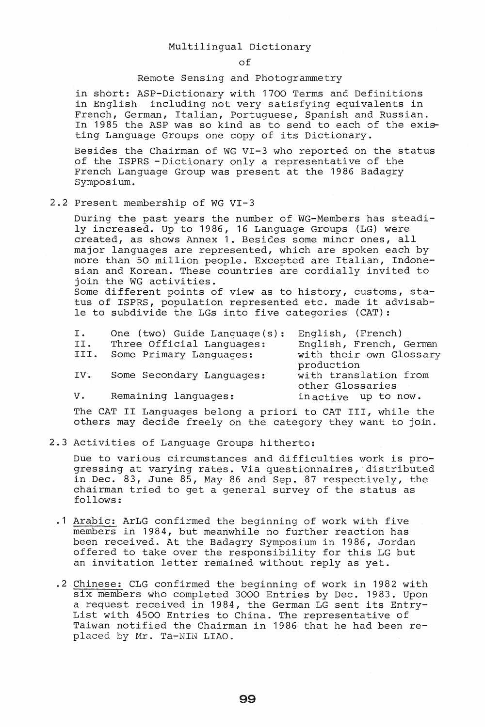Multilingual Dictionary

of

Remote Sensing and Photogrammetry

in short: ASP-Dictionary with 1700 Terms and Definitions in English including not very satisfying equivalents in French, German, Italian, Portuguese, Spanish and Russian. In 1985 the ASP was so kind as to send to each of the existing Language Groups one copy of its Dictionary.

Besides the Chairman of WG VI-3 who reported on the status of the ISPRS - Dictionary only a representative of the French Language Group was present at the 1986 Badagry Symposium.

2.2 Present membership of WG VI-3

During the past years the number of WG-Members has steadily increased. Up to 1986, 16 Language Groups (LG) were created, as shows Annex 1. Besides some minor ones, all major languages are represented, which are spoken each by more than 50 million people. Excepted are Italian, Indonesian and Korean. These countries are cordially invited to join the WG activities.
Some different points of view as to history, customs, status of ISPRS, population represented etc. made it advisable to subdivide the LGs into five categories (CAT):

| | | |
|---|---|---|
| I. | One (two) Guide Language(s): | English, (French) |
| II. | Three Official Languages: | English, French, German |
| III. | Some Primary Languages: | with their own Glossary production |
| IV. | Some Secondary Languages: | with translation from other Glossaries |
| V. | Remaining languages: | inactive up to now. |

The CAT II Languages belong a priori to CAT III, while the others may decide freely on the category they want to join.

2.3 Activities of Language Groups hitherto:

Due to various circumstances and difficulties work is progressing at varying rates. Via questionnaires, distributed in Dec. 83, June 85, May 86 and Sep. 87 respectively, the chairman tried to get a general survey of the status as follows:

.1 Arabic: ArLG confirmed the beginning of work with five members in 1984, but meanwhile no further reaction has been received. At the Badagry Symposium in 1986, Jordan offered to take over the responsibility for this LG but an invitation letter remained without reply as yet.

.2 Chinese: CLG confirmed the beginning of work in 1982 with six members who completed 3000 Entries by Dec. 1983. Upon a request received in 1984, the German LG sent its Entry-List with 4500 Entries to China. The representative of Taiwan notified the Chairman in 1986 that he had been replaced by Mr. Ta-NIN LIAO.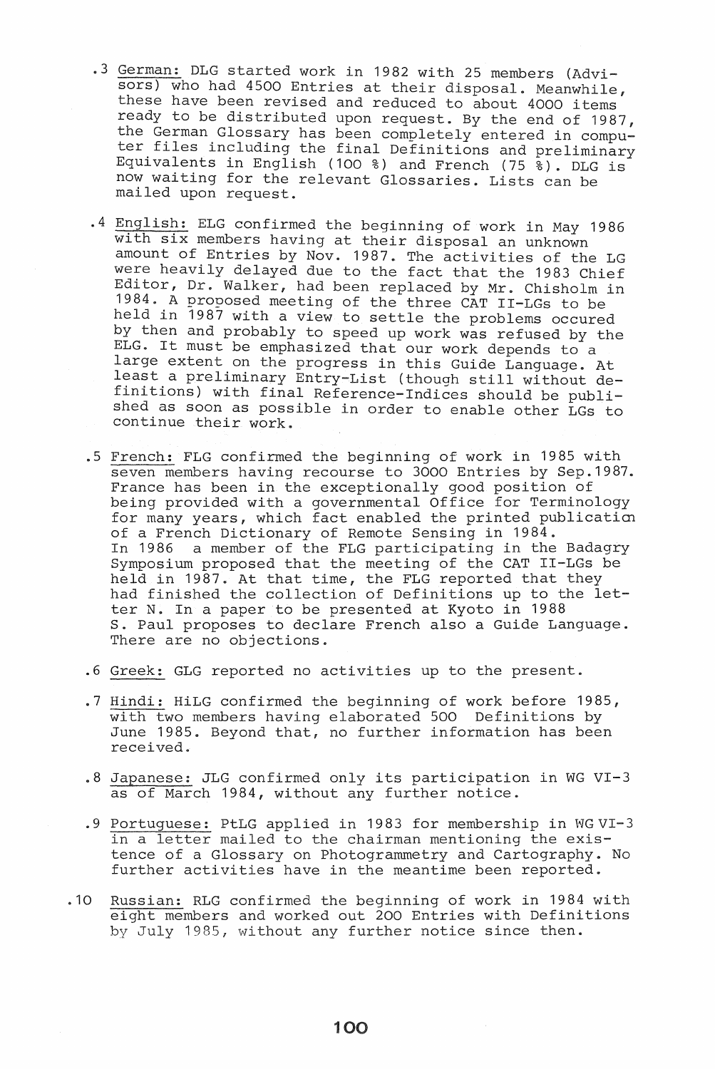.3 German: DLG started work in 1982 with 25 members (Advisors) who had 4500 Entries at their disposal. Meanwhile, these have been revised and reduced to about 4000 items ready to be distributed upon request. By the end of 1987, the German Glossary has been completely entered in computer files including the final Definitions and preliminary Equivalents in English (100 %) and French (75 %). DLG is now waiting for the relevant Glossaries. Lists can be mailed upon request.

.4 English: ELG confirmed the beginning of work in May 1986 with six members having at their disposal an unknown amount of Entries by Nov. 1987. The activities of the LG were heavily delayed due to the fact that the 1983 Chief Editor, Dr. Walker, had been replaced by Mr. Chisholm in 1984. A proposed meeting of the three CAT II-LGs to be held in 1987 with a view to settle the problems occured by then and probably to speed up work was refused by the ELG. It must be emphasized that our work depends to a large extent on the progress in this Guide Language. At least a preliminary Entry-List (though still without definitions) with final Reference-Indices should be published as soon as possible in order to enable other LGs to continue their work.

.5 French: FLG confirmed the beginning of work in 1985 with seven members having recourse to 3000 Entries by Sep.1987. France has been in the exceptionally good position of being provided with a governmental Office for Terminology for many years, which fact enabled the printed publication of a French Dictionary of Remote Sensing in 1984. In 1986 a member of the FLG participating in the Badagry Symposium proposed that the meeting of the CAT II-LGs be held in 1987. At that time, the FLG reported that they had finished the collection of Definitions up to the letter N. In a paper to be presented at Kyoto in 1988 S. Paul proposes to declare French also a Guide Language. There are no objections.

.6 Greek: GLG reported no activities up to the present.

.7 Hindi: HiLG confirmed the beginning of work before 1985, with two members having elaborated 500 Definitions by June 1985. Beyond that, no further information has been received.

.8 Japanese: JLG confirmed only its participation in WG VI-3 as of March 1984, without any further notice.

.9 Portuguese: PtLG applied in 1983 for membership in WG VI-3 in a letter mailed to the chairman mentioning the existence of a Glossary on Photogrammetry and Cartography. No further activities have in the meantime been reported.

.10 Russian: RLG confirmed the beginning of work in 1984 with eight members and worked out 200 Entries with Definitions by July 1985, without any further notice since then.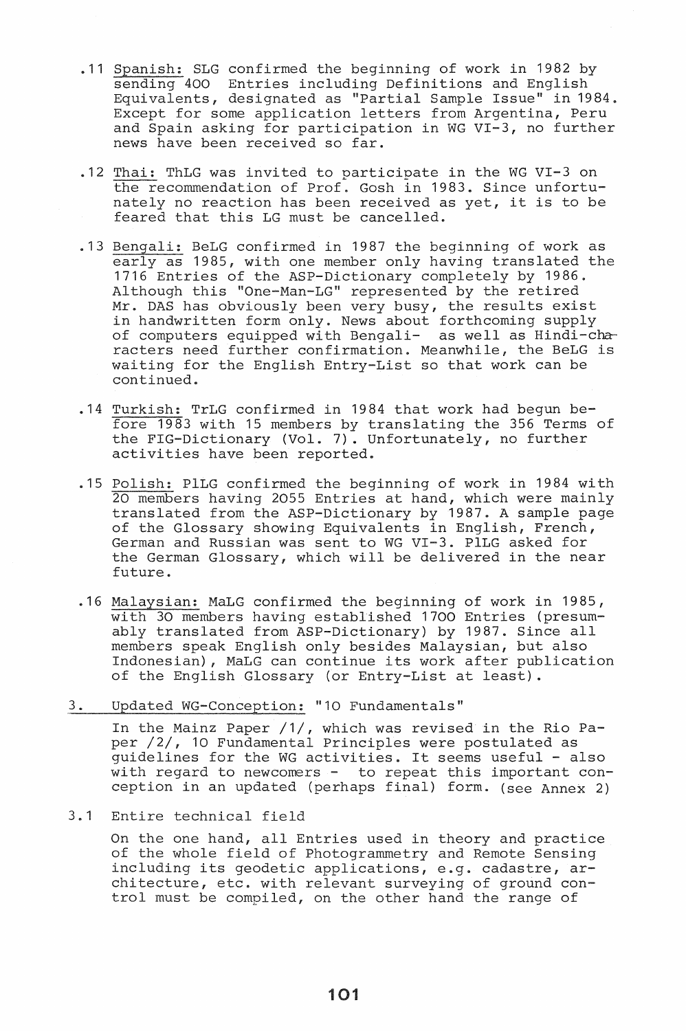.11 Spanish: SLG confirmed the beginning of work in 1982 by sending 400 Entries including Definitions and English Equivalents, designated as "Partial Sample Issue" in 1984. Except for some application letters from Argentina, Peru and Spain asking for participation in WG VI-3, no further news have been received so far.

.12 Thai: ThLG was invited to participate in the WG VI-3 on the recommendation of Prof. Gosh in 1983. Since unfortunately no reaction has been received as yet, it is to be feared that this LG must be cancelled.

.13 Bengali: BeLG confirmed in 1987 the beginning of work as early as 1985, with one member only having translated the 1716 Entries of the ASP-Dictionary completely by 1986. Although this "One-Man-LG" represented by the retired Mr. DAS has obviously been very busy, the results exist in handwritten form only. News about forthcoming supply of computers equipped with Bengali- as well as Hindi-characters need further confirmation. Meanwhile, the BeLG is waiting for the English Entry-List so that work can be continued.

.14 Turkish: TrLG confirmed in 1984 that work had begun before 1983 with 15 members by translating the 356 Terms of the FIG-Dictionary (Vol. 7). Unfortunately, no further activities have been reported.

.15 Polish: PlLG confirmed the beginning of work in 1984 with 20 members having 2055 Entries at hand, which were mainly translated from the ASP-Dictionary by 1987. A sample page of the Glossary showing Equivalents in English, French, German and Russian was sent to WG VI-3. PlLG asked for the German Glossary, which will be delivered in the near future.

.16 Malaysian: MaLG confirmed the beginning of work in 1985, with 30 members having established 1700 Entries (presumably translated from ASP-Dictionary) by 1987. Since all members speak English only besides Malaysian, but also Indonesian), MaLG can continue its work after publication of the English Glossary (or Entry-List at least).

## 3. Updated WG-Conception: "10 Fundamentals"

In the Mainz Paper /1/, which was revised in the Rio Paper /2/, 10 Fundamental Principles were postulated as guidelines for the WG activities. It seems useful - also with regard to newcomers - to repeat this important conception in an updated (perhaps final) form. (see Annex 2)

### 3.1 Entire technical field

On the one hand, all Entries used in theory and practice of the whole field of Photogrammetry and Remote Sensing including its geodetic applications, e.g. cadastre, architecture, etc. with relevant surveying of ground control must be compiled, on the other hand the range of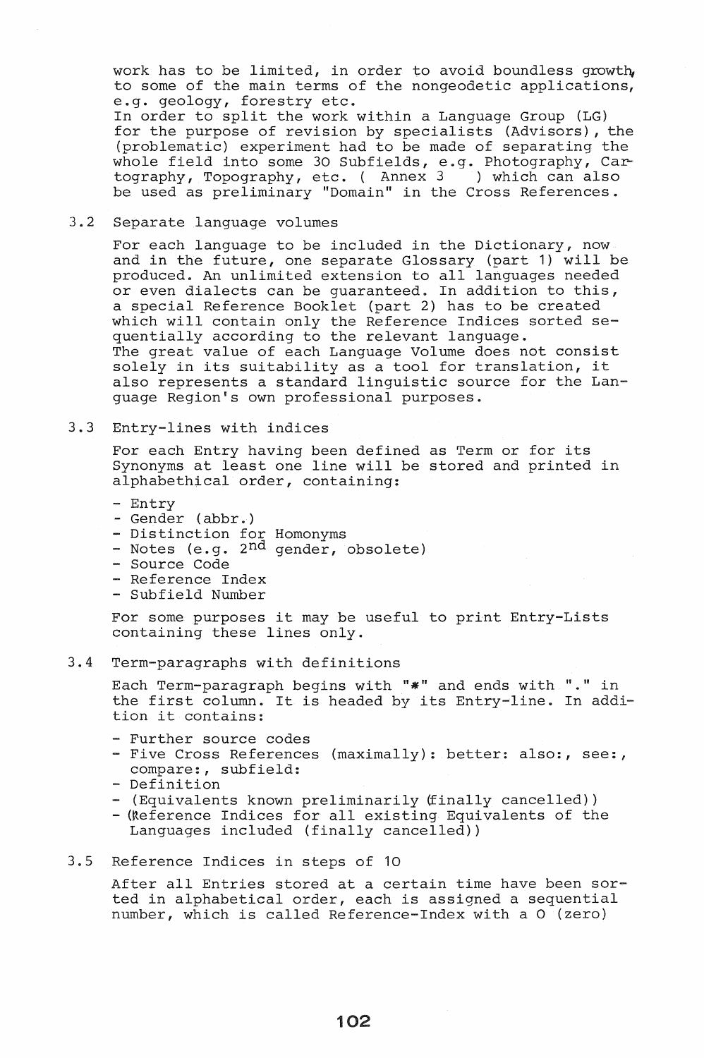work has to be limited, in order to avoid boundless growth, to some of the main terms of the nongeodetic applications, e.g. geology, forestry etc.
In order to split the work within a Language Group (LG) for the purpose of revision by specialists (Advisors), the (problematic) experiment had to be made of separating the whole field into some 30 Subfields, e.g. Photography, Cartography, Topography, etc. ( Annex 3 ) which can also be used as preliminary "Domain" in the Cross References.

## 3.2 Separate language volumes

For each language to be included in the Dictionary, now and in the future, one separate Glossary (part 1) will be produced. An unlimited extension to all languages needed or even dialects can be guaranteed. In addition to this, a special Reference Booklet (part 2) has to be created which will contain only the Reference Indices sorted sequentially according to the relevant language.
The great value of each Language Volume does not consist solely in its suitability as a tool for translation, it also represents a standard linguistic source for the Language Region's own professional purposes.

## 3.3 Entry-lines with indices

For each Entry having been defined as Term or for its Synonyms at least one line will be stored and printed in alphabethical order, containing:

- Entry
- Gender (abbr.)
- Distinction for Homonyms
- Notes (e.g. 2nd gender, obsolete)
- Source Code
- Reference Index
- Subfield Number

For some purposes it may be useful to print Entry-Lists containing these lines only.

## 3.4 Term-paragraphs with definitions

Each Term-paragraph begins with "*" and ends with "." in the first column. It is headed by its Entry-line. In addition it contains:

- Further source codes
- Five Cross References (maximally): better: also:, see:, compare:, subfield:
- Definition
- (Equivalents known preliminarily (finally cancelled))
- (Reference Indices for all existing Equivalents of the Languages included (finally cancelled))

## 3.5 Reference Indices in steps of 10

After all Entries stored at a certain time have been sorted in alphabetical order, each is assigned a sequential number, which is called Reference-Index with a 0 (zero)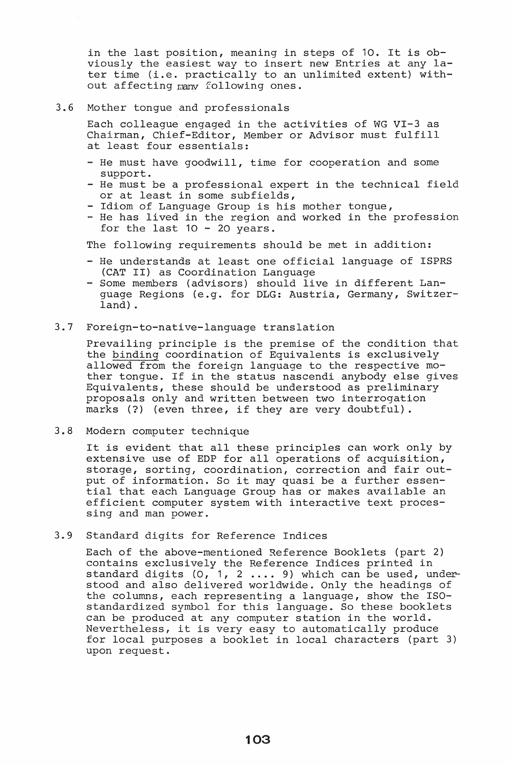in the last position, meaning in steps of 10. It is obviously the easiest way to insert new Entries at any later time (i.e. practically to an unlimited extent) without affecting many following ones.

### 3.6 Mother tongue and professionals

Each colleague engaged in the activities of WG VI-3 as Chairman, Chief-Editor, Member or Advisor must fulfill at least four essentials:

- He must have goodwill, time for cooperation and some support.
- He must be a professional expert in the technical field or at least in some subfields,
- Idiom of Language Group is his mother tongue,
- He has lived in the region and worked in the profession for the last 10 - 20 years.

The following requirements should be met in addition:

- He understands at least one official language of ISPRS (CAT II) as Coordination Language
- Some members (advisors) should live in different Language Regions (e.g. for DLG: Austria, Germany, Switzerland).

### 3.7 Foreign-to-native-language translation

Prevailing principle is the premise of the condition that the <u>binding</u> coordination of Equivalents is exclusively allowed from the foreign language to the respective mother tongue. If in the status nascendi anybody else gives Equivalents, these should be understood as preliminary proposals only and written between two interrogation marks (?) (even three, if they are very doubtful).

### 3.8 Modern computer technique

It is evident that all these principles can work only by extensive use of EDP for all operations of acquisition, storage, sorting, coordination, correction and fair output of information. So it may quasi be a further essential that each Language Group has or makes available an efficient computer system with interactive text processing and man power.

### 3.9 Standard digits for Reference Indices

Each of the above-mentioned Reference Booklets (part 2) contains exclusively the Reference Indices printed in standard digits (0, 1, 2 .... 9) which can be used, understood and also delivered worldwide. Only the headings of the columns, each representing a language, show the ISO-standardized symbol for this language. So these booklets can be produced at any computer station in the world. Nevertheless, it is very easy to automatically produce for local purposes a booklet in local characters (part 3) upon request.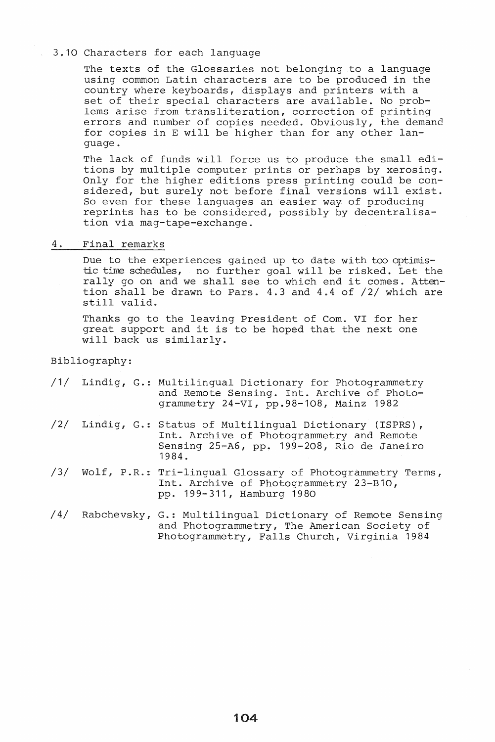### 3.10 Characters for each language

The texts of the Glossaries not belonging to a language using common Latin characters are to be produced in the country where keyboards, displays and printers with a set of their special characters are available. No problems arise from transliteration, correction of printing errors and number of copies needed. Obviously, the demand for copies in E will be higher than for any other language.

The lack of funds will force us to produce the small editions by multiple computer prints or perhaps by xerosing. Only for the higher editions press printing could be considered, but surely not before final versions will exist. So even for these languages an easier way of producing reprints has to be considered, possibly by decentralisation via mag-tape-exchange.

## 4. Final remarks

Due to the experiences gained up to date with too optimistic time schedules, no further goal will be risked. Let the rally go on and we shall see to which end it comes. Attention shall be drawn to Pars. 4.3 and 4.4 of /2/ which are still valid.

Thanks go to the leaving President of Com. VI for her great support and it is to be hoped that the next one will back us similarly.

Bibliography:

/1/ Lindig, G.: Multilingual Dictionary for Photogrammetry and Remote Sensing. Int. Archive of Photogrammetry 24-VI, pp.98-108, Mainz 1982

/2/ Lindig, G.: Status of Multilingual Dictionary (ISPRS), Int. Archive of Photogrammetry and Remote Sensing 25-A6, pp. 199-208, Rio de Janeiro 1984.

/3/ Wolf, P.R.: Tri-lingual Glossary of Photogrammetry Terms, Int. Archive of Photogrammetry 23-B10, pp. 199-311, Hamburg 1980

/4/ Rabchevsky, G.: Multilingual Dictionary of Remote Sensing and Photogrammetry, The American Society of Photogrammetry, Falls Church, Virginia 1984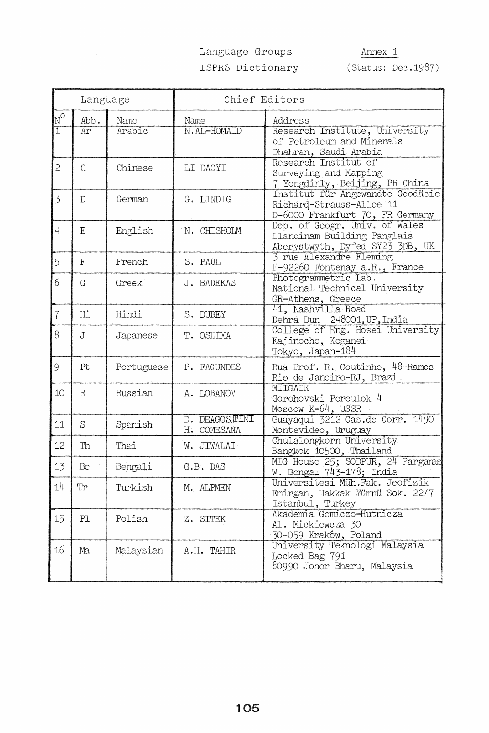Language Groups
ISPRS Dictionary

Annex 1
(Status: Dec.1987)

| Language | | | Chief Editors | |
|---|---|---|---|---|
| N° | Abb. | Name | Name | Address |
| 1 | Ar | Arabic | N.AL-HOMAID | Research Institute, University of Petroleum and Minerals Dhahran, Saudi Arabia |
| 2 | C | Chinese | LI DAOYI | Research Institut of Surveying and Mapping 7 Yongdinly, Beijing, PR China |
| 3 | D | German | G. LINDIG | Institut für Angewandte Geodäsie Richard-Strauss-Allee 11 D-6000 Frankfurt 70, FR Germany |
| 4 | E | English | N. CHISHOLM | Dep. of Geogr. Univ. of Wales Llandinam Building Panglais Aberystwyth, Dyfed SY23 3DB, UK |
| 5 | F | French | S. PAUL | 3 rue Alexandre Fleming F-92260 Fontenay a.R., France |
| 6 | G | Greek | J. BADEKAS | Photogrammetric Lab. National Technical University GR-Athens, Greece |
| 7 | Hi | Hindi | S. DUBEY | 41, Nashvilla Road Dehra Dun 248001, UP, India |
| 8 | J | Japanese | T. OSHIMA | College of Eng. Hosei University Kajinocho, Koganei Tokyo, Japan-184 |
| 9 | Pt | Portuguese | P. FAGUNDES | Rua Prof. R. Coutinho, 48-Ramos Rio de Janeiro-RJ, Brazil |
| 10 | R | Russian | A. LOBANOV | MIIGAIK Gorohovski Pereulok 4 Moscow K-64, USSR |
| 11 | S | Spanish | D. DEAGOSTINI H. COMESANA | Guayaqui 3212 Cas.de Corr. 1490 Montevideo, Uruguay |
| 12 | Th | Thai | W. JIWALAI | Chulalongkorn University Bangkok 10500, Thailand |
| 13 | Be | Bengali | G.B. DAS | MIG House 25; SODPUR, 24 Parganas W. Bengal 743-178; India |
| 14 | Tr | Turkish | M. ALPMEN | Universitesi Müh.Fak. Jeofizik Emirgan, Hakkak Yümnü Sok. 22/7 Istanbul, Turkey |
| 15 | Pl | Polish | Z. SITEK | Akademia Gorniczo-Hutnicza Al. Mickiewcza 30 30-059 Kraków, Poland |
| 16 | Ma | Malaysian | A.H. TAHIR | University Teknologi Malaysia Locked Bag 791 80990 Johor Bharu, Malaysia |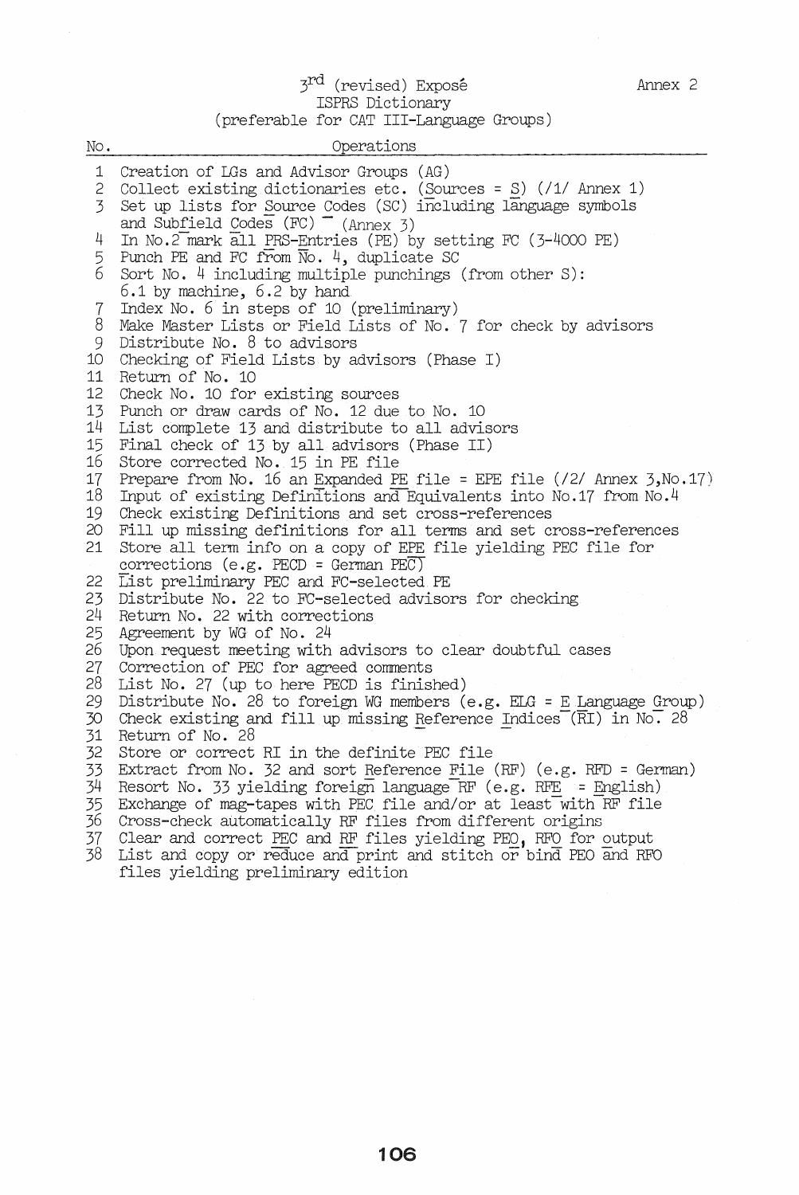Annex 2

# 3rd (revised) Exposé
## ISPRS Dictionary
### (preferable for CAT III-Language Groups)

| No. | Operations |
|---|---|
| 1 | Creation of LGs and Advisor Groups (AG) |
| 2 | Collect existing dictionaries etc. (Sources = S) (/1/ Annex 1) |
| 3 | Set up lists for Source Codes (SC) including language symbols and Subfield Codes (FC) (Annex 3) |
| 4 | In No.2 mark all PRS-Entries (PE) by setting FC (3-4000 PE) |
| 5 | Punch PE and FC from No. 4, duplicate SC |
| 6 | Sort No. 4 including multiple punchings (from other S): 6.1 by machine, 6.2 by hand |
| 7 | Index No. 6 in steps of 10 (preliminary) |
| 8 | Make Master Lists or Field Lists of No. 7 for check by advisors |
| 9 | Distribute No. 8 to advisors |
| 10 | Checking of Field Lists by advisors (Phase I) |
| 11 | Return of No. 10 |
| 12 | Check No. 10 for existing sources |
| 13 | Punch or draw cards of No. 12 due to No. 10 |
| 14 | List complete 13 and distribute to all advisors |
| 15 | Final check of 13 by all advisors (Phase II) |
| 16 | Store corrected No. 15 in PE file |
| 17 | Prepare from No. 16 an Expanded PE file = EPE file (/2/ Annex 3,No.17) |
| 18 | Input of existing Definitions and Equivalents into No.17 from No.4 |
| 19 | Check existing Definitions and set cross-references |
| 20 | Fill up missing definitions for all terms and set cross-references |
| 21 | Store all term info on a copy of EPE file yielding PEC file for corrections (e.g. PECD = German PEC) |
| 22 | List preliminary PEC and FC-selected PE |
| 23 | Distribute No. 22 to FC-selected advisors for checking |
| 24 | Return No. 22 with corrections |
| 25 | Agreement by WG of No. 24 |
| 26 | Upon request meeting with advisors to clear doubtful cases |
| 27 | Correction of PEC for agreed comments |
| 28 | List No. 27 (up to here PECD is finished) |
| 29 | Distribute No. 28 to foreign WG members (e.g. ELG = E Language Group) |
| 30 | Check existing and fill up missing Reference Indices (RI) in No. 28 |
| 31 | Return of No. 28 |
| 32 | Store or correct RI in the definite PEC file |
| 33 | Extract from No. 32 and sort Reference File (RF) (e.g. RFD = German) |
| 34 | Resort No. 33 yielding foreign language RF (e.g. RFE = English) |
| 35 | Exchange of mag-tapes with PEC file and/or at least with RF file |
| 36 | Cross-check automatically RF files from different origins |
| 37 | Clear and correct PEC and RF files yielding PEO, RFO for output |
| 38 | List and copy or reduce and print and stitch or bind PEO and RFO files yielding preliminary edition |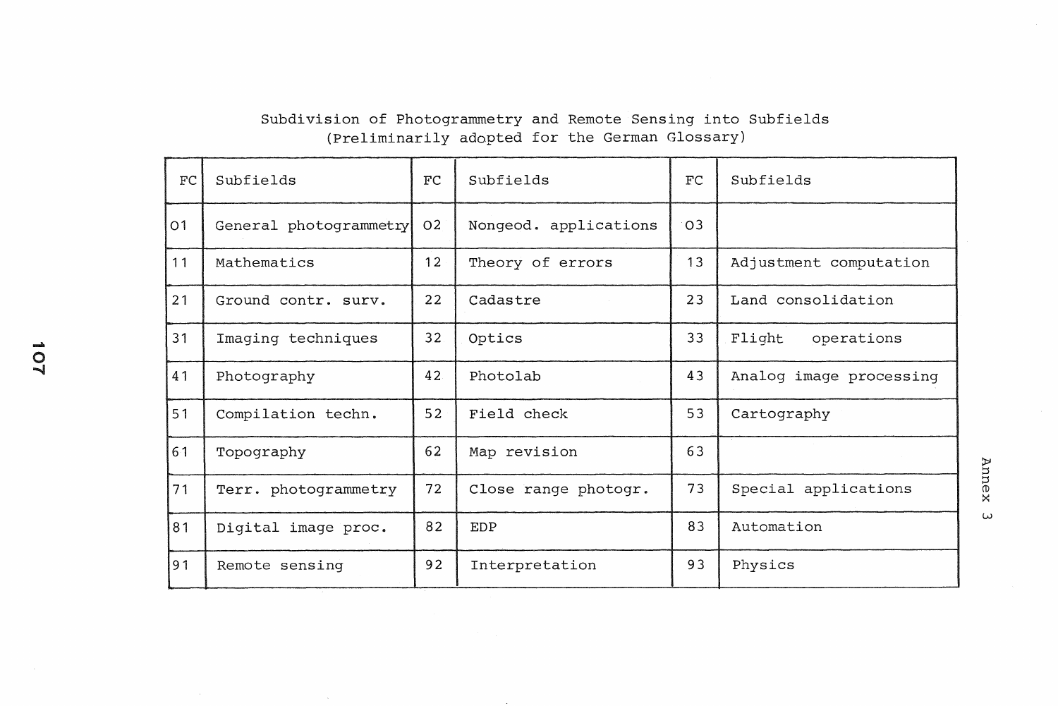Subdivision of Photogrammetry and Remote Sensing into Subfields
(Preliminarily adopted for the German Glossary)

| FC | Subfields | FC | Subfields | FC | Subfields |
|---|---|---|---|---|---|
| 01 | General photogrammetry | 02 | Nongeod. applications | 03 | |
| 11 | Mathematics | 12 | Theory of errors | 13 | Adjustment computation |
| 21 | Ground contr. surv. | 22 | Cadastre | 23 | Land consolidation |
| 31 | Imaging techniques | 32 | Optics | 33 | Flight operations |
| 41 | Photography | 42 | Photolab | 43 | Analog image processing |
| 51 | Compilation techn. | 52 | Field check | 53 | Cartography |
| 61 | Topography | 62 | Map revision | 63 | |
| 71 | Terr. photogrammetry | 72 | Close range photogr. | 73 | Special applications |
| 81 | Digital image proc. | 82 | EDP | 83 | Automation |
| 91 | Remote sensing | 92 | Interpretation | 93 | Physics |

Annex 3